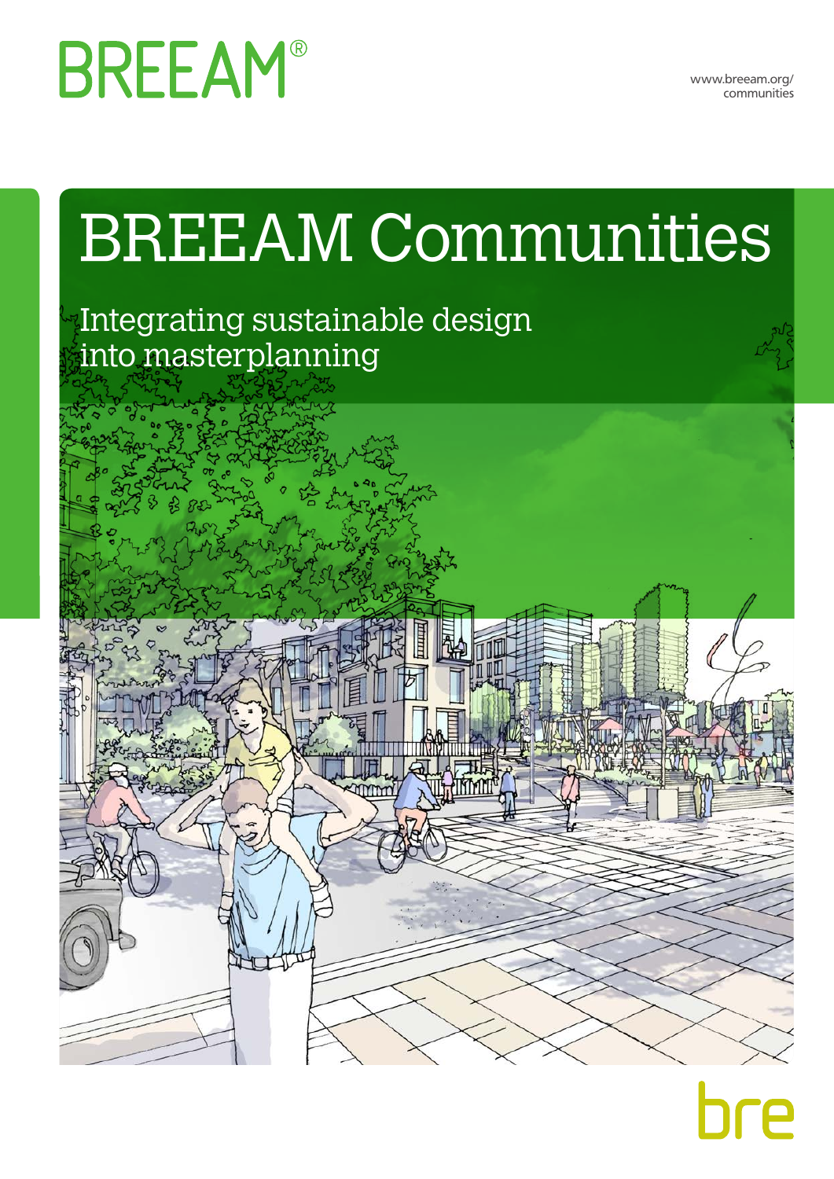BREEAM®

www.breeam.org/communities

# BREEAM Communities

## Integrating sustainable design into masterplanning

bre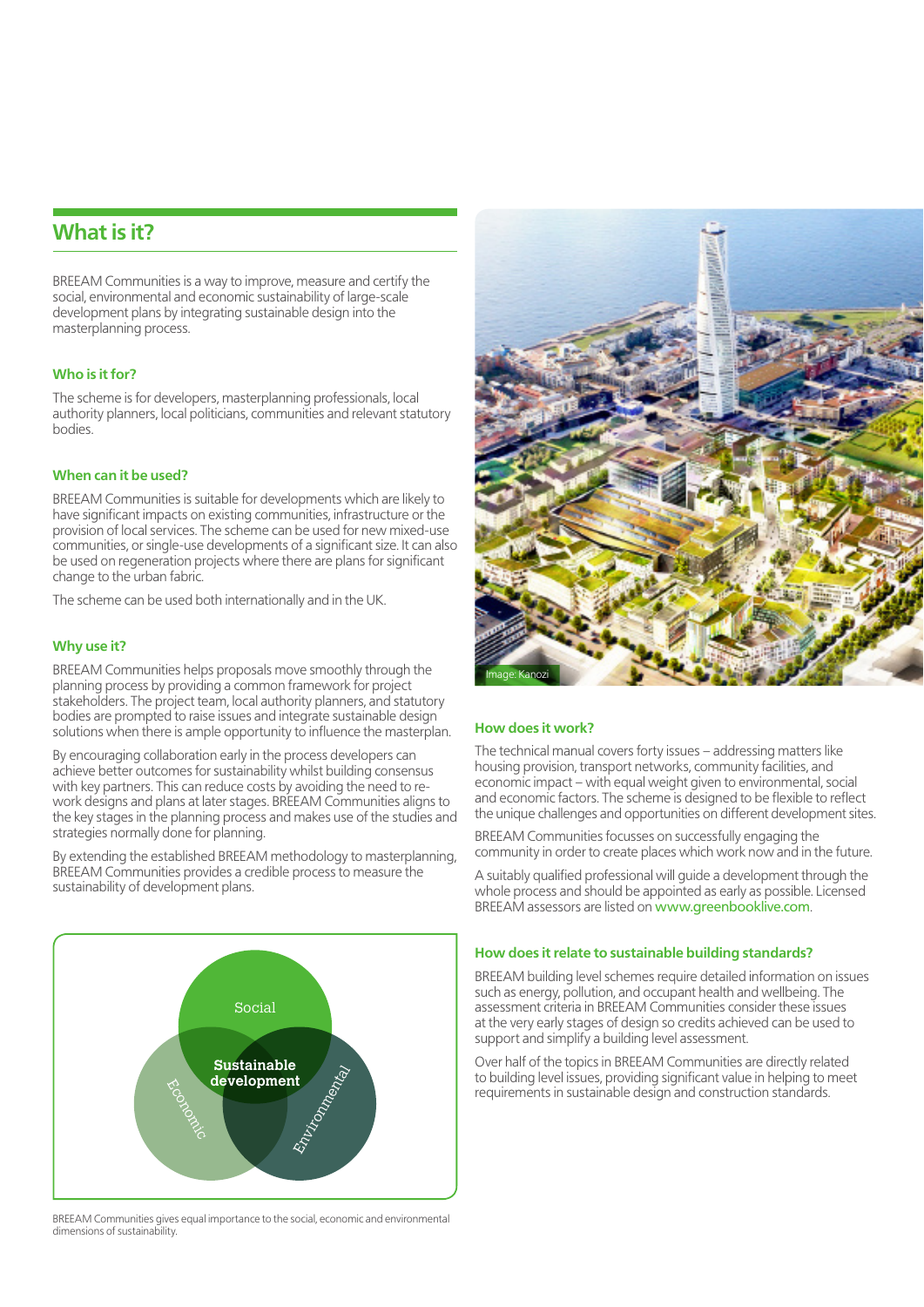## What is it?

BREEAM Communities is a way to improve, measure and certify the social, environmental and economic sustainability of large-scale development plans by integrating sustainable design into the masterplanning process.

### Who is it for?

The scheme is for developers, masterplanning professionals, local authority planners, local politicians, communities and relevant statutory bodies.

### When can it be used?

BREEAM Communities is suitable for developments which are likely to have significant impacts on existing communities, infrastructure or the provision of local services. The scheme can be used for new mixed-use communities, or single-use developments of a significant size. It can also be used on regeneration projects where there are plans for significant change to the urban fabric.

The scheme can be used both internationally and in the UK.

### Why use it?

BREEAM Communities helps proposals move smoothly through the planning process by providing a common framework for project stakeholders. The project team, local authority planners, and statutory bodies are prompted to raise issues and integrate sustainable design solutions when there is ample opportunity to influence the masterplan.

By encouraging collaboration early in the process developers can achieve better outcomes for sustainability whilst building consensus with key partners. This can reduce costs by avoiding the need to re-work designs and plans at later stages. BREEAM Communities aligns to the key stages in the planning process and makes use of the studies and strategies normally done for planning.

By extending the established BREEAM methodology to masterplanning, BREEAM Communities provides a credible process to measure the sustainability of development plans.

Social

Sustainable development

Economic

Environmental

BREEAM Communities gives equal importance to the social, economic and environmental dimensions of sustainability.

Image: Kanozi

### How does it work?

The technical manual covers forty issues – addressing matters like housing provision, transport networks, community facilities, and economic impact – with equal weight given to environmental, social and economic factors. The scheme is designed to be flexible to reflect the unique challenges and opportunities on different development sites.

BREEAM Communities focusses on successfully engaging the community in order to create places which work now and in the future.

A suitably qualified professional will guide a development through the whole process and should be appointed as early as possible. Licensed BREEAM assessors are listed on www.greenbooklive.com.

### How does it relate to sustainable building standards?

BREEAM building level schemes require detailed information on issues such as energy, pollution, and occupant health and wellbeing. The assessment criteria in BREEAM Communities consider these issues at the very early stages of design so credits achieved can be used to support and simplify a building level assessment.

Over half of the topics in BREEAM Communities are directly related to building level issues, providing significant value in helping to meet requirements in sustainable design and construction standards.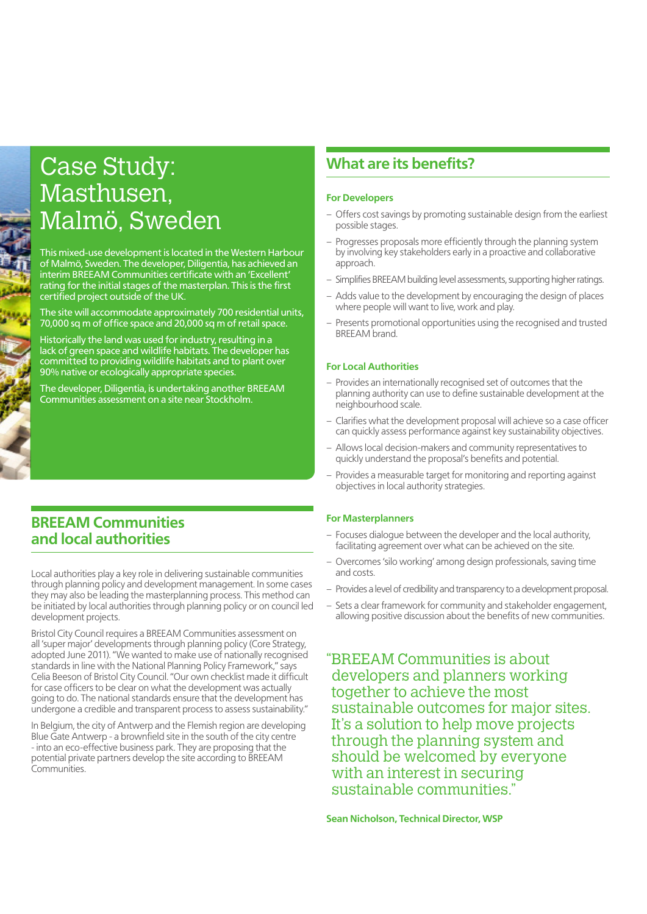# Case Study: Masthusen, Malmö, Sweden

This mixed-use development is located in the Western Harbour of Malmö, Sweden. The developer, Diligentia, has achieved an interim BREEAM Communities certificate with an 'Excellent' rating for the initial stages of the masterplan. This is the first certified project outside of the UK.

The site will accommodate approximately 700 residential units, 70,000 sq m of office space and 20,000 sq m of retail space.

Historically the land was used for industry, resulting in a lack of green space and wildlife habitats. The developer has committed to providing wildlife habitats and to plant over 90% native or ecologically appropriate species.

The developer, Diligentia, is undertaking another BREEAM Communities assessment on a site near Stockholm.

## BREEAM Communities and local authorities

Local authorities play a key role in delivering sustainable communities through planning policy and development management. In some cases they may also be leading the masterplanning process. This method can be initiated by local authorities through planning policy or on council led development projects.

Bristol City Council requires a BREEAM Communities assessment on all 'super major' developments through planning policy (Core Strategy, adopted June 2011). "We wanted to make use of nationally recognised standards in line with the National Planning Policy Framework," says Celia Beeson of Bristol City Council. "Our own checklist made it difficult for case officers to be clear on what the development was actually going to do. The national standards ensure that the development has undergone a credible and transparent process to assess sustainability."

In Belgium, the city of Antwerp and the Flemish region are developing Blue Gate Antwerp - a brownfield site in the south of the city centre - into an eco-effective business park. They are proposing that the potential private partners develop the site according to BREEAM Communities.

## What are its benefits?

### For Developers

- Offers cost savings by promoting sustainable design from the earliest possible stages.
- Progresses proposals more efficiently through the planning system by involving key stakeholders early in a proactive and collaborative approach.
- Simplifies BREEAM building level assessments, supporting higher ratings.
- Adds value to the development by encouraging the design of places where people will want to live, work and play.
- Presents promotional opportunities using the recognised and trusted BREEAM brand.

### For Local Authorities

- Provides an internationally recognised set of outcomes that the planning authority can use to define sustainable development at the neighbourhood scale.
- Clarifies what the development proposal will achieve so a case officer can quickly assess performance against key sustainability objectives.
- Allows local decision-makers and community representatives to quickly understand the proposal's benefits and potential.
- Provides a measurable target for monitoring and reporting against objectives in local authority strategies.

### For Masterplanners

- Focuses dialogue between the developer and the local authority, facilitating agreement over what can be achieved on the site.
- Overcomes 'silo working' among design professionals, saving time and costs.
- Provides a level of credibility and transparency to a development proposal.
- Sets a clear framework for community and stakeholder engagement, allowing positive discussion about the benefits of new communities.

"BREEAM Communities is about developers and planners working together to achieve the most sustainable outcomes for major sites. It's a solution to help move projects through the planning system and should be welcomed by everyone with an interest in securing sustainable communities."

**Sean Nicholson, Technical Director, WSP**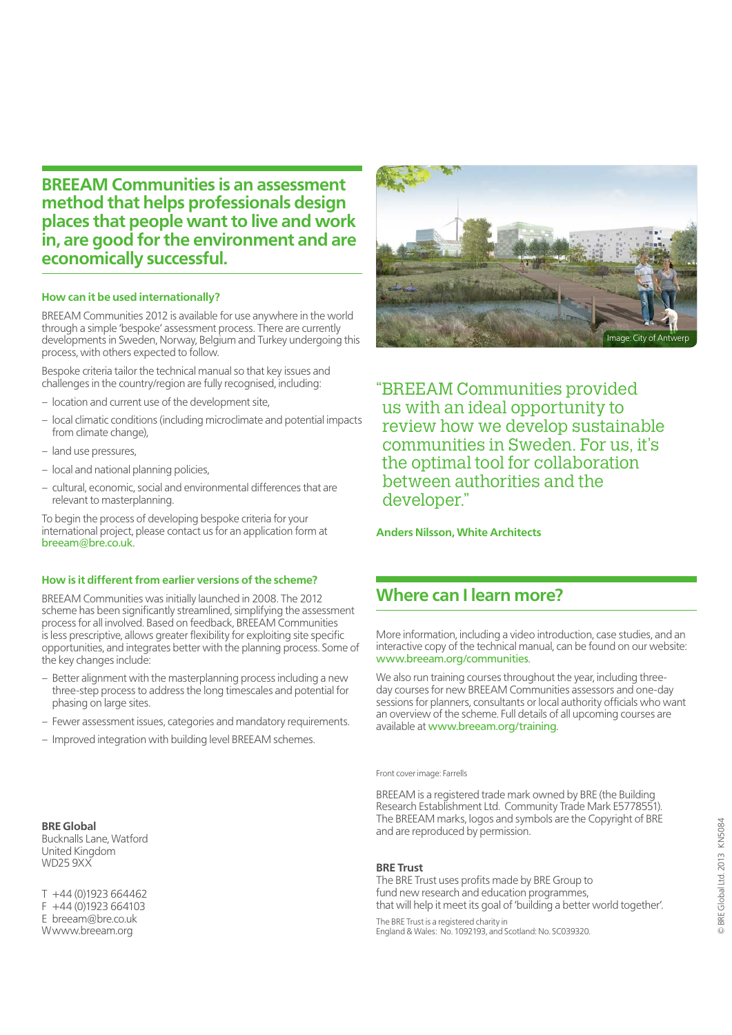## BREEAM Communities is an assessment method that helps professionals design places that people want to live and work in, are good for the environment and are economically successful.

### How can it be used internationally?

BREEAM Communities 2012 is available for use anywhere in the world through a simple 'bespoke' assessment process. There are currently developments in Sweden, Norway, Belgium and Turkey undergoing this process, with others expected to follow.

Bespoke criteria tailor the technical manual so that key issues and challenges in the country/region are fully recognised, including:

- location and current use of the development site,
- local climatic conditions (including microclimate and potential impacts from climate change),
- land use pressures,
- local and national planning policies,
- cultural, economic, social and environmental differences that are relevant to masterplanning.

To begin the process of developing bespoke criteria for your international project, please contact us for an application form at breeam@bre.co.uk.

### How is it different from earlier versions of the scheme?

BREEAM Communities was initially launched in 2008. The 2012 scheme has been significantly streamlined, simplifying the assessment process for all involved. Based on feedback, BREEAM Communities is less prescriptive, allows greater flexibility for exploiting site specific opportunities, and integrates better with the planning process. Some of the key changes include:

- Better alignment with the masterplanning process including a new three-step process to address the long timescales and potential for phasing on large sites.
- Fewer assessment issues, categories and mandatory requirements.
- Improved integration with building level BREEAM schemes.

Image: City of Antwerp

"BREEAM Communities provided us with an ideal opportunity to review how we develop sustainable communities in Sweden. For us, it's the optimal tool for collaboration between authorities and the developer."

**Anders Nilsson, White Architects**

## Where can I learn more?

More information, including a video introduction, case studies, and an interactive copy of the technical manual, can be found on our website: www.breeam.org/communities.

We also run training courses throughout the year, including three-day courses for new BREEAM Communities assessors and one-day sessions for planners, consultants or local authority officials who want an overview of the scheme. Full details of all upcoming courses are available at www.breeam.org/training.

Front cover image: Farrells

BREEAM is a registered trade mark owned by BRE (the Building Research Establishment Ltd. Community Trade Mark E5778551). The BREEAM marks, logos and symbols are the Copyright of BRE and are reproduced by permission.

**BRE Global**
Bucknalls Lane, Watford
United Kingdom
WD25 9XX

T +44 (0)1923 664462
F +44 (0)1923 664103
E breeam@bre.co.uk
W www.breeam.org

**BRE Trust**
The BRE Trust uses profits made by BRE Group to fund new research and education programmes, that will help it meet its goal of 'building a better world together'.

The BRE Trust is a registered charity in England & Wales: No. 1092193, and Scotland: No. SC039320.

© BRE Global Ltd. 2013 KN5084